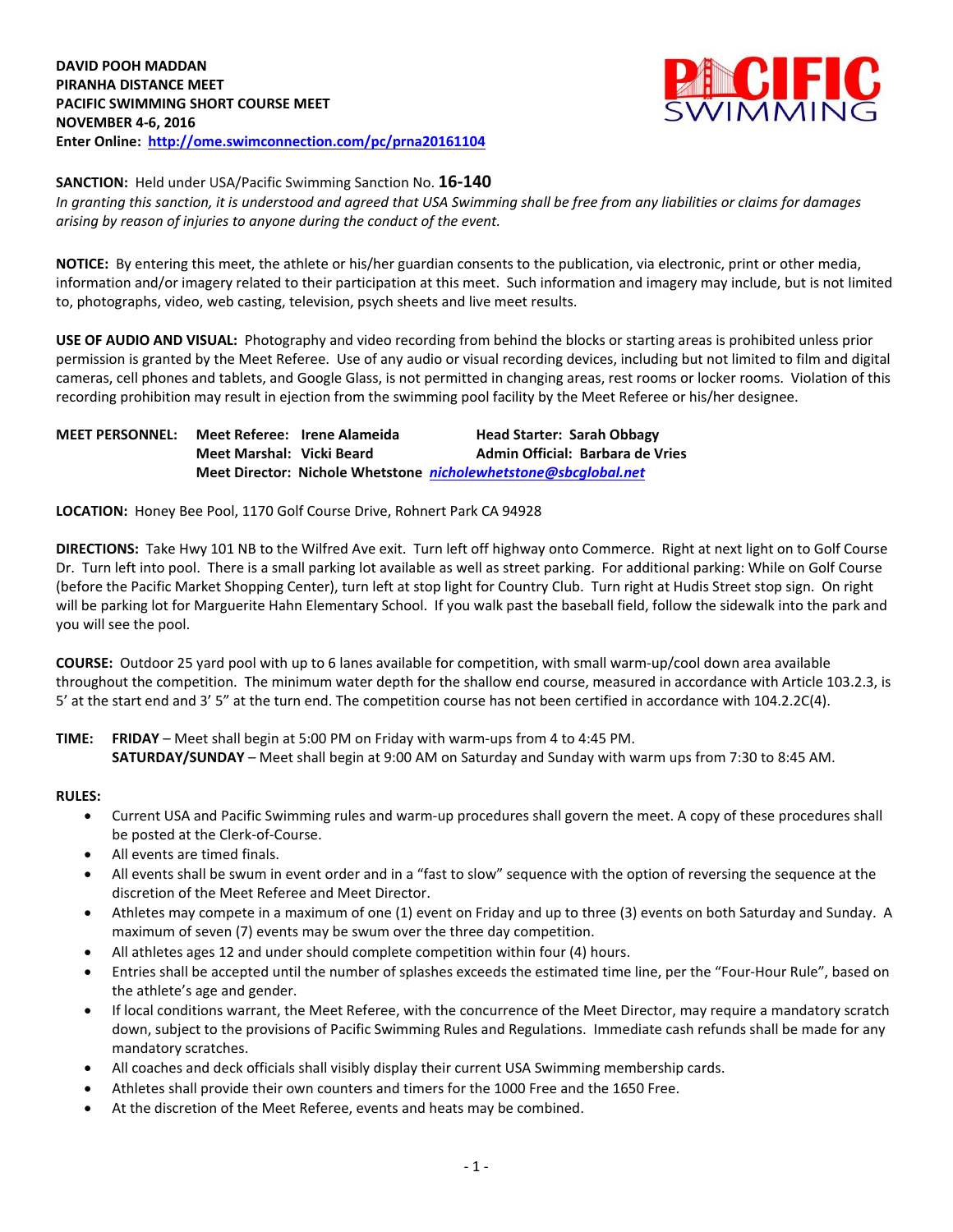**DAVID POOH MADDAN**
**PIRANHA DISTANCE MEET**
**PACIFIC SWIMMING SHORT COURSE MEET**
**NOVEMBER 4-6, 2016**
**Enter Online: [http://ome.swimconnection.com/pc/prna20161104](http://ome.swimconnection.com/pc/prna20161104)**

**SANCTION:** Held under USA/Pacific Swimming Sanction No. **16-140**
*In granting this sanction, it is understood and agreed that USA Swimming shall be free from any liabilities or claims for damages arising by reason of injuries to anyone during the conduct of the event.*

**NOTICE:** By entering this meet, the athlete or his/her guardian consents to the publication, via electronic, print or other media, information and/or imagery related to their participation at this meet. Such information and imagery may include, but is not limited to, photographs, video, web casting, television, psych sheets and live meet results.

**USE OF AUDIO AND VISUAL:** Photography and video recording from behind the blocks or starting areas is prohibited unless prior permission is granted by the Meet Referee. Use of any audio or visual recording devices, including but not limited to film and digital cameras, cell phones and tablets, and Google Glass, is not permitted in changing areas, rest rooms or locker rooms. Violation of this recording prohibition may result in ejection from the swimming pool facility by the Meet Referee or his/her designee.

**MEET PERSONNEL:**
**Meet Referee: Irene Alameida** — **Head Starter: Sarah Obbagy**
**Meet Marshal: Vicki Beard** — **Admin Official: Barbara de Vries**
**Meet Director: Nichole Whetstone** ***[nicholewhetstone@sbcglobal.net](mailto:nicholewhetstone@sbcglobal.net)***

**LOCATION:** Honey Bee Pool, 1170 Golf Course Drive, Rohnert Park CA 94928

**DIRECTIONS:** Take Hwy 101 NB to the Wilfred Ave exit. Turn left off highway onto Commerce. Right at next light on to Golf Course Dr. Turn left into pool. There is a small parking lot available as well as street parking. For additional parking: While on Golf Course (before the Pacific Market Shopping Center), turn left at stop light for Country Club. Turn right at Hudis Street stop sign. On right will be parking lot for Marguerite Hahn Elementary School. If you walk past the baseball field, follow the sidewalk into the park and you will see the pool.

**COURSE:** Outdoor 25 yard pool with up to 6 lanes available for competition, with small warm-up/cool down area available throughout the competition. The minimum water depth for the shallow end course, measured in accordance with Article 103.2.3, is 5' at the start end and 3' 5" at the turn end. The competition course has not been certified in accordance with 104.2.2C(4).

**TIME:** **FRIDAY** – Meet shall begin at 5:00 PM on Friday with warm-ups from 4 to 4:45 PM.
**SATURDAY/SUNDAY** – Meet shall begin at 9:00 AM on Saturday and Sunday with warm ups from 7:30 to 8:45 AM.

**RULES:**

- Current USA and Pacific Swimming rules and warm-up procedures shall govern the meet. A copy of these procedures shall be posted at the Clerk-of-Course.
- All events are timed finals.
- All events shall be swum in event order and in a "fast to slow" sequence with the option of reversing the sequence at the discretion of the Meet Referee and Meet Director.
- Athletes may compete in a maximum of one (1) event on Friday and up to three (3) events on both Saturday and Sunday. A maximum of seven (7) events may be swum over the three day competition.
- All athletes ages 12 and under should complete competition within four (4) hours.
- Entries shall be accepted until the number of splashes exceeds the estimated time line, per the "Four-Hour Rule", based on the athlete's age and gender.
- If local conditions warrant, the Meet Referee, with the concurrence of the Meet Director, may require a mandatory scratch down, subject to the provisions of Pacific Swimming Rules and Regulations. Immediate cash refunds shall be made for any mandatory scratches.
- All coaches and deck officials shall visibly display their current USA Swimming membership cards.
- Athletes shall provide their own counters and timers for the 1000 Free and the 1650 Free.
- At the discretion of the Meet Referee, events and heats may be combined.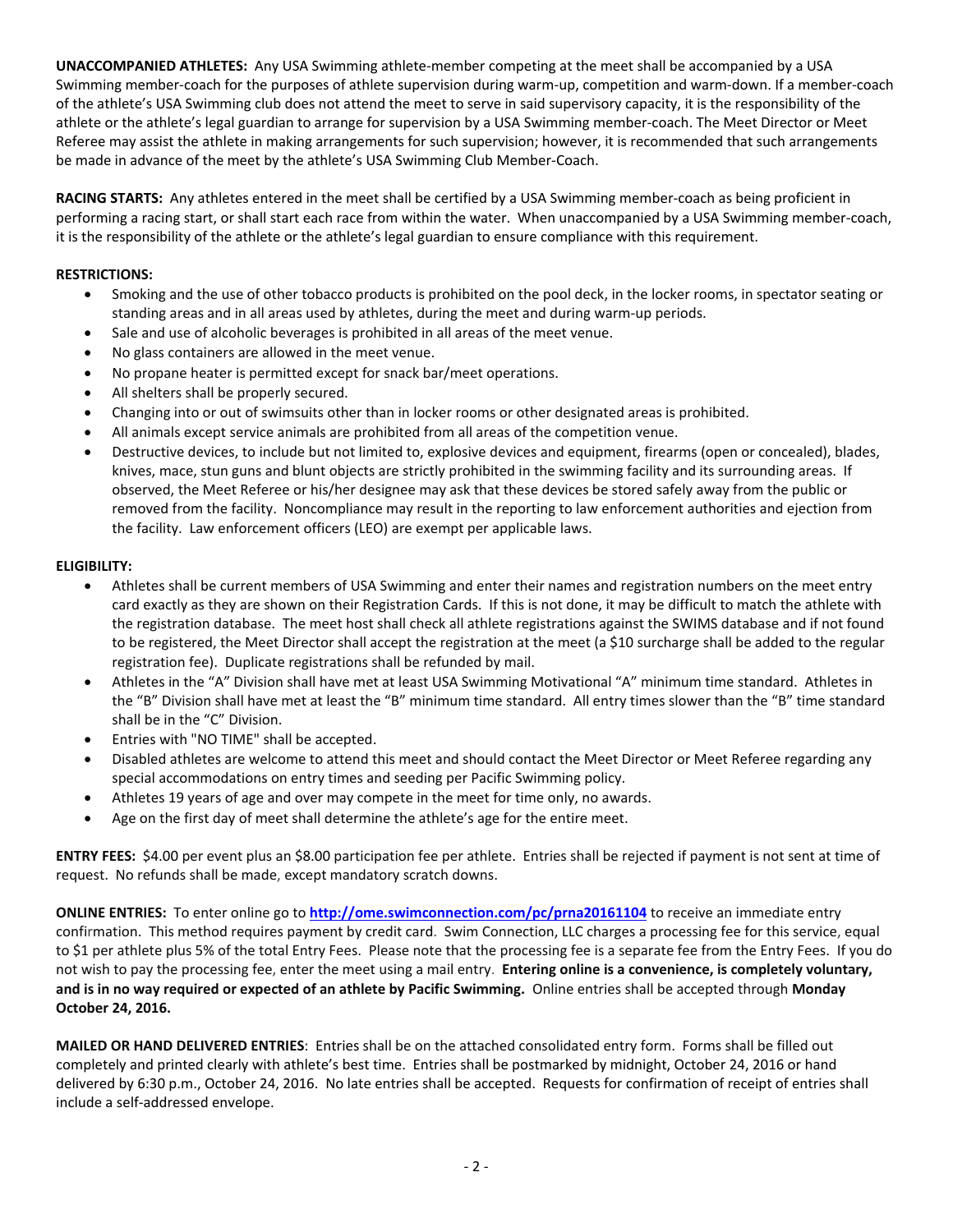**UNACCOMPANIED ATHLETES:** Any USA Swimming athlete-member competing at the meet shall be accompanied by a USA Swimming member-coach for the purposes of athlete supervision during warm-up, competition and warm-down. If a member-coach of the athlete's USA Swimming club does not attend the meet to serve in said supervisory capacity, it is the responsibility of the athlete or the athlete's legal guardian to arrange for supervision by a USA Swimming member-coach. The Meet Director or Meet Referee may assist the athlete in making arrangements for such supervision; however, it is recommended that such arrangements be made in advance of the meet by the athlete's USA Swimming Club Member-Coach.

**RACING STARTS:** Any athletes entered in the meet shall be certified by a USA Swimming member-coach as being proficient in performing a racing start, or shall start each race from within the water. When unaccompanied by a USA Swimming member-coach, it is the responsibility of the athlete or the athlete's legal guardian to ensure compliance with this requirement.

**RESTRICTIONS:**

- Smoking and the use of other tobacco products is prohibited on the pool deck, in the locker rooms, in spectator seating or standing areas and in all areas used by athletes, during the meet and during warm-up periods.
- Sale and use of alcoholic beverages is prohibited in all areas of the meet venue.
- No glass containers are allowed in the meet venue.
- No propane heater is permitted except for snack bar/meet operations.
- All shelters shall be properly secured.
- Changing into or out of swimsuits other than in locker rooms or other designated areas is prohibited.
- All animals except service animals are prohibited from all areas of the competition venue.
- Destructive devices, to include but not limited to, explosive devices and equipment, firearms (open or concealed), blades, knives, mace, stun guns and blunt objects are strictly prohibited in the swimming facility and its surrounding areas. If observed, the Meet Referee or his/her designee may ask that these devices be stored safely away from the public or removed from the facility. Noncompliance may result in the reporting to law enforcement authorities and ejection from the facility. Law enforcement officers (LEO) are exempt per applicable laws.

**ELIGIBILITY:**

- Athletes shall be current members of USA Swimming and enter their names and registration numbers on the meet entry card exactly as they are shown on their Registration Cards. If this is not done, it may be difficult to match the athlete with the registration database. The meet host shall check all athlete registrations against the SWIMS database and if not found to be registered, the Meet Director shall accept the registration at the meet (a $10 surcharge shall be added to the regular registration fee). Duplicate registrations shall be refunded by mail.
- Athletes in the "A" Division shall have met at least USA Swimming Motivational "A" minimum time standard. Athletes in the "B" Division shall have met at least the "B" minimum time standard. All entry times slower than the "B" time standard shall be in the "C" Division.
- Entries with "NO TIME" shall be accepted.
- Disabled athletes are welcome to attend this meet and should contact the Meet Director or Meet Referee regarding any special accommodations on entry times and seeding per Pacific Swimming policy.
- Athletes 19 years of age and over may compete in the meet for time only, no awards.
- Age on the first day of meet shall determine the athlete's age for the entire meet.

**ENTRY FEES:** $4.00 per event plus an $8.00 participation fee per athlete. Entries shall be rejected if payment is not sent at time of request. No refunds shall be made, except mandatory scratch downs.

**ONLINE ENTRIES:** To enter online go to **http://ome.swimconnection.com/pc/prna20161104** to receive an immediate entry confirmation. This method requires payment by credit card. Swim Connection, LLC charges a processing fee for this service, equal to $1 per athlete plus 5% of the total Entry Fees. Please note that the processing fee is a separate fee from the Entry Fees. If you do not wish to pay the processing fee, enter the meet using a mail entry. **Entering online is a convenience, is completely voluntary, and is in no way required or expected of an athlete by Pacific Swimming.** Online entries shall be accepted through **Monday October 24, 2016.**

**MAILED OR HAND DELIVERED ENTRIES**: Entries shall be on the attached consolidated entry form. Forms shall be filled out completely and printed clearly with athlete's best time. Entries shall be postmarked by midnight, October 24, 2016 or hand delivered by 6:30 p.m., October 24, 2016. No late entries shall be accepted. Requests for confirmation of receipt of entries shall include a self-addressed envelope.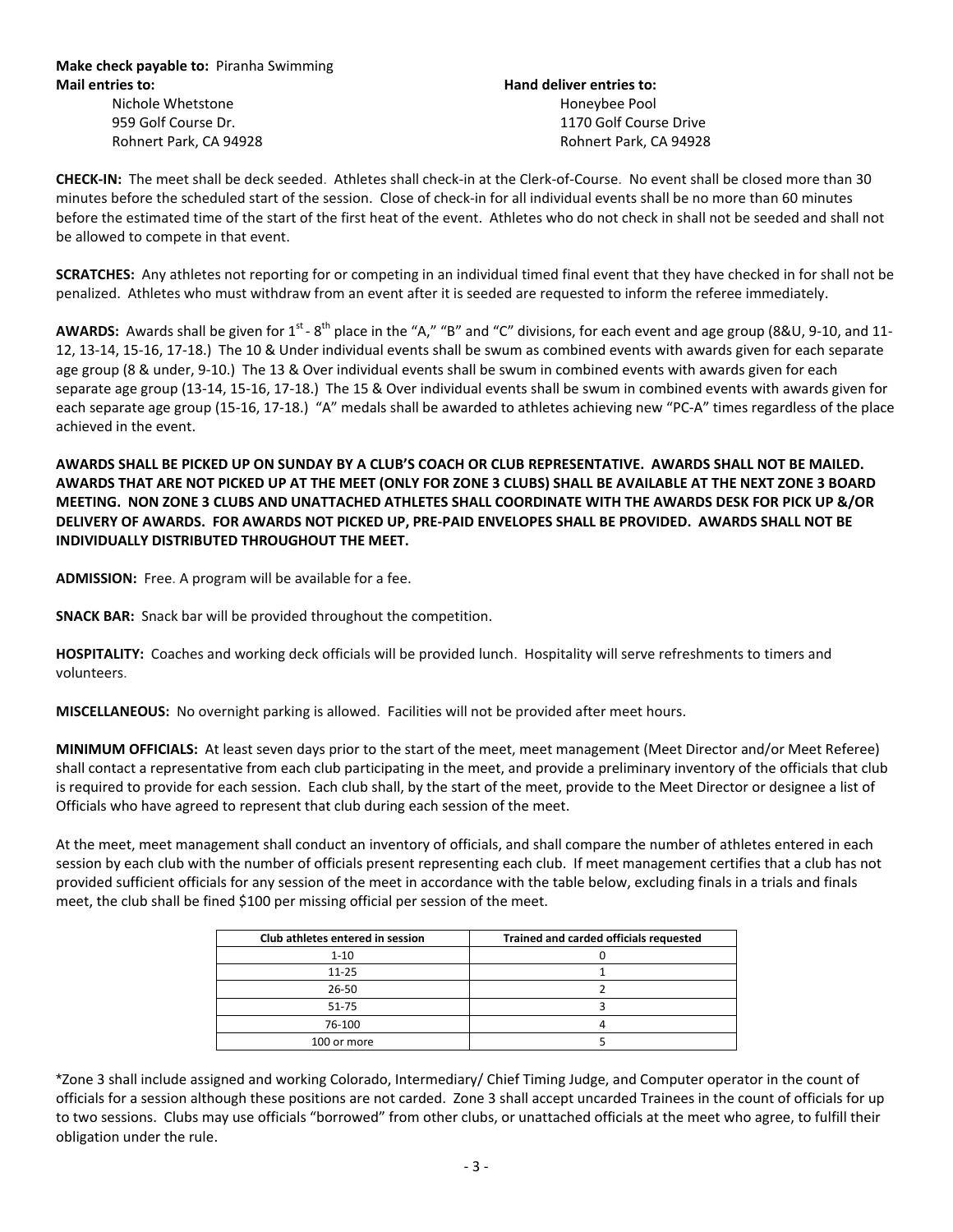**Make check payable to:** Piranha Swimming

**Mail entries to:**
Nichole Whetstone
959 Golf Course Dr.
Rohnert Park, CA 94928

**Hand deliver entries to:**
Honeybee Pool
1170 Golf Course Drive
Rohnert Park, CA 94928

**CHECK-IN:** The meet shall be deck seeded. Athletes shall check-in at the Clerk-of-Course. No event shall be closed more than 30 minutes before the scheduled start of the session. Close of check-in for all individual events shall be no more than 60 minutes before the estimated time of the start of the first heat of the event. Athletes who do not check in shall not be seeded and shall not be allowed to compete in that event.

**SCRATCHES:** Any athletes not reporting for or competing in an individual timed final event that they have checked in for shall not be penalized. Athletes who must withdraw from an event after it is seeded are requested to inform the referee immediately.

**AWARDS:** Awards shall be given for 1st - 8th place in the "A," "B" and "C" divisions, for each event and age group (8&U, 9-10, and 11-12, 13-14, 15-16, 17-18.) The 10 & Under individual events shall be swum as combined events with awards given for each separate age group (8 & under, 9-10.) The 13 & Over individual events shall be swum in combined events with awards given for each separate age group (13-14, 15-16, 17-18.) The 15 & Over individual events shall be swum in combined events with awards given for each separate age group (15-16, 17-18.) "A" medals shall be awarded to athletes achieving new "PC-A" times regardless of the place achieved in the event.

**AWARDS SHALL BE PICKED UP ON SUNDAY BY A CLUB'S COACH OR CLUB REPRESENTATIVE. AWARDS SHALL NOT BE MAILED. AWARDS THAT ARE NOT PICKED UP AT THE MEET (ONLY FOR ZONE 3 CLUBS) SHALL BE AVAILABLE AT THE NEXT ZONE 3 BOARD MEETING. NON ZONE 3 CLUBS AND UNATTACHED ATHLETES SHALL COORDINATE WITH THE AWARDS DESK FOR PICK UP &/OR DELIVERY OF AWARDS. FOR AWARDS NOT PICKED UP, PRE-PAID ENVELOPES SHALL BE PROVIDED. AWARDS SHALL NOT BE INDIVIDUALLY DISTRIBUTED THROUGHOUT THE MEET.**

**ADMISSION:** Free. A program will be available for a fee.

**SNACK BAR:** Snack bar will be provided throughout the competition.

**HOSPITALITY:** Coaches and working deck officials will be provided lunch. Hospitality will serve refreshments to timers and volunteers.

**MISCELLANEOUS:** No overnight parking is allowed. Facilities will not be provided after meet hours.

**MINIMUM OFFICIALS:** At least seven days prior to the start of the meet, meet management (Meet Director and/or Meet Referee) shall contact a representative from each club participating in the meet, and provide a preliminary inventory of the officials that club is required to provide for each session. Each club shall, by the start of the meet, provide to the Meet Director or designee a list of Officials who have agreed to represent that club during each session of the meet.

At the meet, meet management shall conduct an inventory of officials, and shall compare the number of athletes entered in each session by each club with the number of officials present representing each club. If meet management certifies that a club has not provided sufficient officials for any session of the meet in accordance with the table below, excluding finals in a trials and finals meet, the club shall be fined $100 per missing official per session of the meet.

| Club athletes entered in session | Trained and carded officials requested |
|---|---|
| 1-10 | 0 |
| 11-25 | 1 |
| 26-50 | 2 |
| 51-75 | 3 |
| 76-100 | 4 |
| 100 or more | 5 |

*Zone 3 shall include assigned and working Colorado, Intermediary/ Chief Timing Judge, and Computer operator in the count of officials for a session although these positions are not carded. Zone 3 shall accept uncarded Trainees in the count of officials for up to two sessions. Clubs may use officials "borrowed" from other clubs, or unattached officials at the meet who agree, to fulfill their obligation under the rule.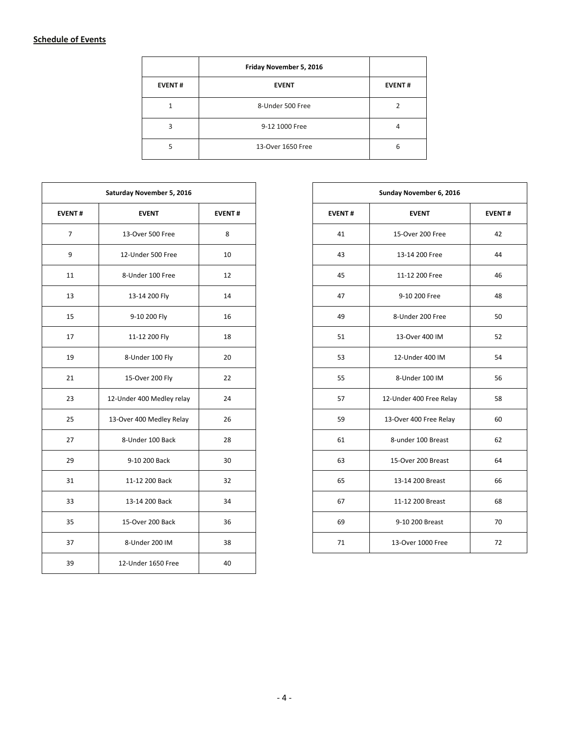## Schedule of Events

| | Friday November 5, 2016 | |
|---|---|---|
| EVENT # | EVENT | EVENT # |
| 1 | 8-Under 500 Free | 2 |
| 3 | 9-12 1000 Free | 4 |
| 5 | 13-Over 1650 Free | 6 |

| Saturday November 5, 2016 | | |
|---|---|---|
| EVENT # | EVENT | EVENT # |
| 7 | 13-Over 500 Free | 8 |
| 9 | 12-Under 500 Free | 10 |
| 11 | 8-Under 100 Free | 12 |
| 13 | 13-14 200 Fly | 14 |
| 15 | 9-10 200 Fly | 16 |
| 17 | 11-12 200 Fly | 18 |
| 19 | 8-Under 100 Fly | 20 |
| 21 | 15-Over 200 Fly | 22 |
| 23 | 12-Under 400 Medley relay | 24 |
| 25 | 13-Over 400 Medley Relay | 26 |
| 27 | 8-Under 100 Back | 28 |
| 29 | 9-10 200 Back | 30 |
| 31 | 11-12 200 Back | 32 |
| 33 | 13-14 200 Back | 34 |
| 35 | 15-Over 200 Back | 36 |
| 37 | 8-Under 200 IM | 38 |
| 39 | 12-Under 1650 Free | 40 |

| Sunday November 6, 2016 | | |
|---|---|---|
| EVENT # | EVENT | EVENT # |
| 41 | 15-Over 200 Free | 42 |
| 43 | 13-14 200 Free | 44 |
| 45 | 11-12 200 Free | 46 |
| 47 | 9-10 200 Free | 48 |
| 49 | 8-Under 200 Free | 50 |
| 51 | 13-Over 400 IM | 52 |
| 53 | 12-Under 400 IM | 54 |
| 55 | 8-Under 100 IM | 56 |
| 57 | 12-Under 400 Free Relay | 58 |
| 59 | 13-Over 400 Free Relay | 60 |
| 61 | 8-under 100 Breast | 62 |
| 63 | 15-Over 200 Breast | 64 |
| 65 | 13-14 200 Breast | 66 |
| 67 | 11-12 200 Breast | 68 |
| 69 | 9-10 200 Breast | 70 |
| 71 | 13-Over 1000 Free | 72 |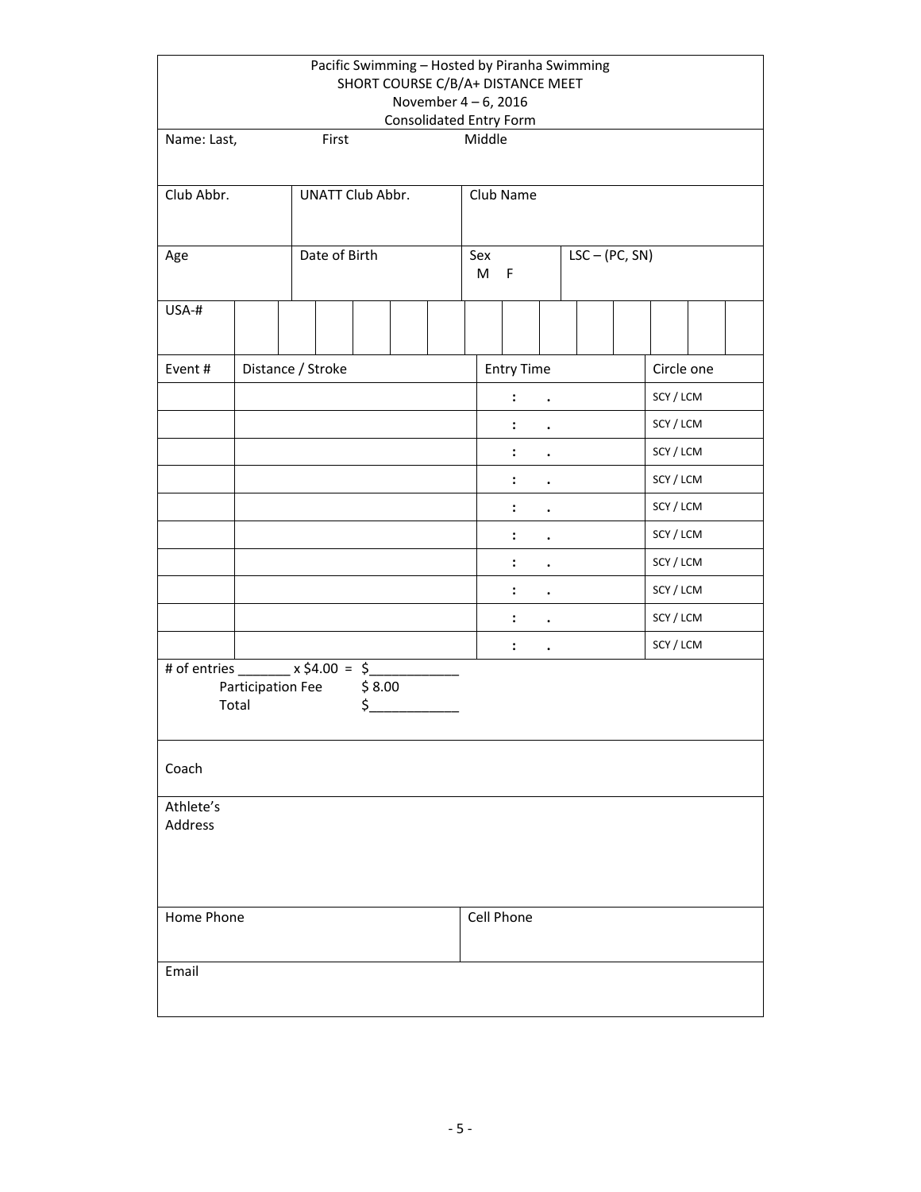Pacific Swimming – Hosted by Piranha Swimming
SHORT COURSE C/B/A+ DISTANCE MEET
November 4 – 6, 2016
Consolidated Entry Form

| | | | | | | | | | | | | | | |
|---|---|---|---|---|---|---|---|---|---|---|---|---|---|---|
| Name: Last, | | First | | | | | Middle | | | | | | | |
| Club Abbr. | | UNATT Club Abbr. | | | | | Club Name | | | | | | | |
| Age | | Date of Birth | | | | | Sex M F | | | LSC – (PC, SN) | | | | |
| USA-# | | | | | | | | | | | | | | |

| Event # | Distance / Stroke | Entry Time | Circle one |
|---|---|---|---|
| | | : . | SCY / LCM |
| | | : . | SCY / LCM |
| | | : . | SCY / LCM |
| | | : . | SCY / LCM |
| | | : . | SCY / LCM |
| | | : . | SCY / LCM |
| | | : . | SCY / LCM |
| | | : . | SCY / LCM |
| | | : . | SCY / LCM |
| | | : . | SCY / LCM |

# of entries _______ x $4.00 = $____________
Participation Fee $ 8.00
Total $____________

| | |
|---|---|
| Coach | |
| Athlete's Address | |
| Home Phone | Cell Phone |
| Email | |